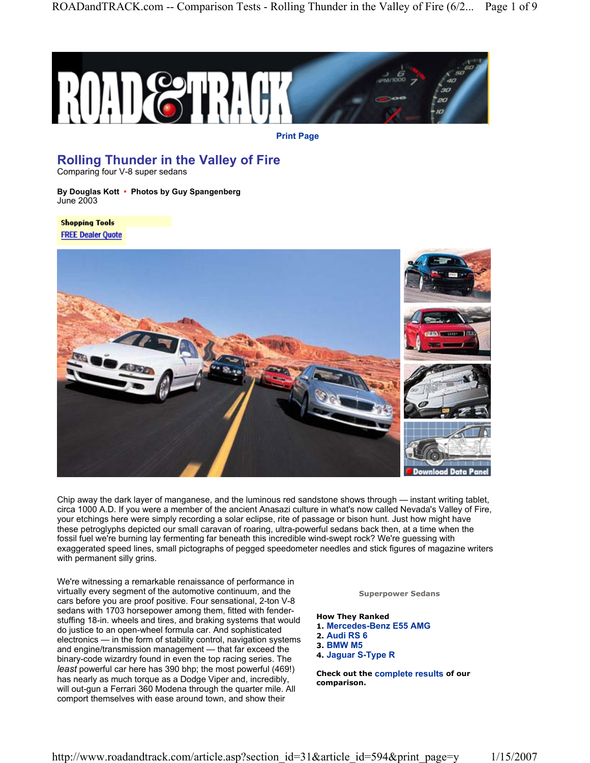Print Page

# Rolling Thunder in the Valley of Fire

Comparing four V-8 super sedans

**By Douglas Kott • Photos by Guy Spangenberg**
June 2003

**Shopping Tools**
FREE Dealer Quote

Download Data Panel

Chip away the dark layer of manganese, and the luminous red sandstone shows through — instant writing tablet, circa 1000 A.D. If you were a member of the ancient Anasazi culture in what's now called Nevada's Valley of Fire, your etchings here were simply recording a solar eclipse, rite of passage or bison hunt. Just how might have these petroglyphs depicted our small caravan of roaring, ultra-powerful sedans back then, at a time when the fossil fuel we're burning lay fermenting far beneath this incredible wind-swept rock? We're guessing with exaggerated speed lines, small pictographs of pegged speedometer needles and stick figures of magazine writers with permanent silly grins.

We're witnessing a remarkable renaissance of performance in virtually every segment of the automotive continuum, and the cars before you are proof positive. Four sensational, 2-ton V-8 sedans with 1703 horsepower among them, fitted with fender-stuffing 18-in. wheels and tires, and braking systems that would do justice to an open-wheel formula car. And sophisticated electronics — in the form of stability control, navigation systems and engine/transmission management — that far exceed the binary-code wizardry found in even the top racing series. The *least* powerful car here has 390 bhp; the most powerful (469!) has nearly as much torque as a Dodge Viper and, incredibly, will out-gun a Ferrari 360 Modena through the quarter mile. All comport themselves with ease around town, and show their

**Superpower Sedans**

**How They Ranked**

1. Mercedes-Benz E55 AMG
2. Audi RS 6
3. BMW M5
4. Jaguar S-Type R

**Check out the complete results of our comparison.**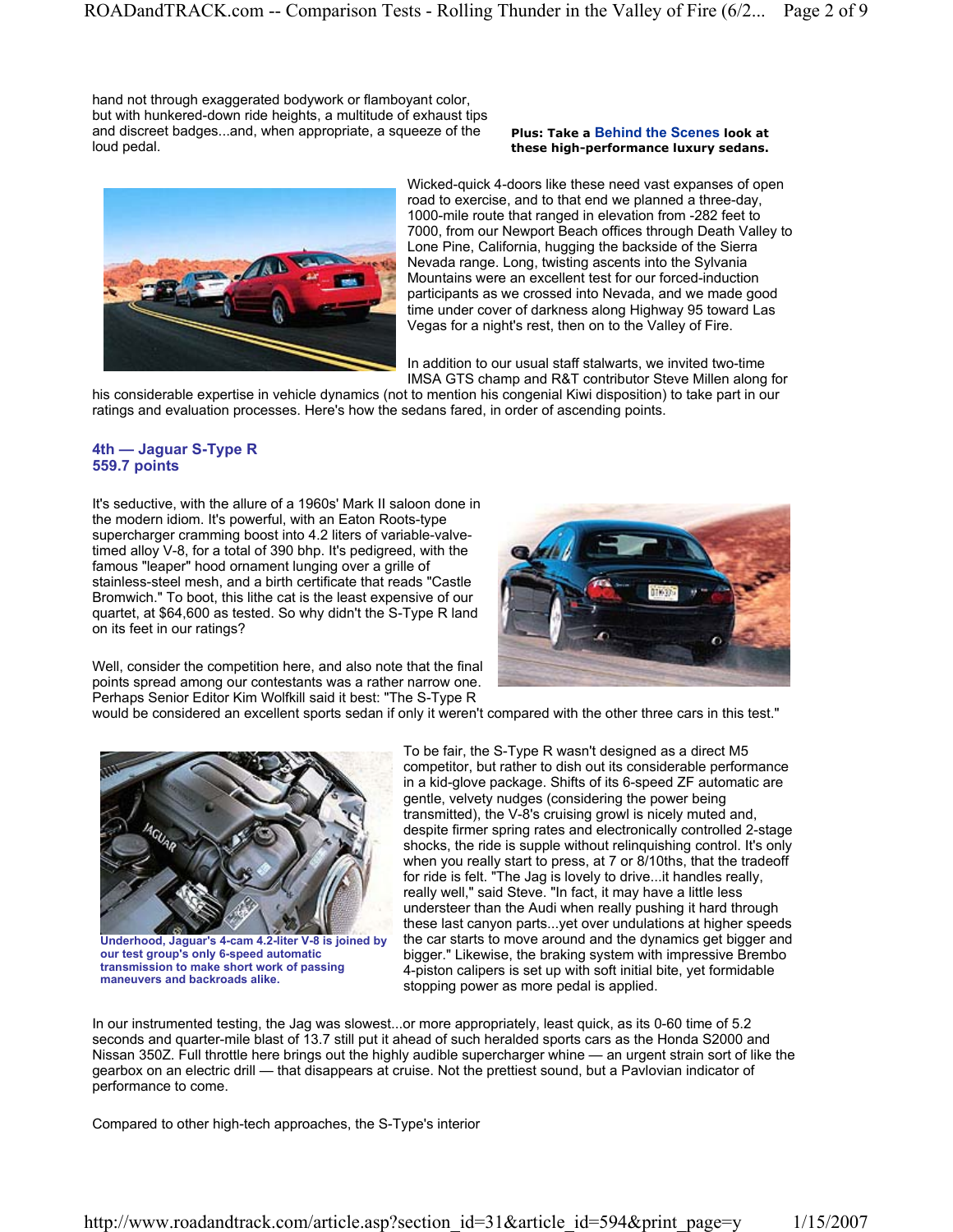hand not through exaggerated bodywork or flamboyant color, but with hunkered-down ride heights, a multitude of exhaust tips and discreet badges...and, when appropriate, a squeeze of the loud pedal.

**Plus: Take a Behind the Scenes look at these high-performance luxury sedans.**

Wicked-quick 4-doors like these need vast expanses of open road to exercise, and to that end we planned a three-day, 1000-mile route that ranged in elevation from -282 feet to 7000, from our Newport Beach offices through Death Valley to Lone Pine, California, hugging the backside of the Sierra Nevada range. Long, twisting ascents into the Sylvania Mountains were an excellent test for our forced-induction participants as we crossed into Nevada, and we made good time under cover of darkness along Highway 95 toward Las Vegas for a night's rest, then on to the Valley of Fire.

In addition to our usual staff stalwarts, we invited two-time IMSA GTS champ and R&T contributor Steve Millen along for his considerable expertise in vehicle dynamics (not to mention his congenial Kiwi disposition) to take part in our ratings and evaluation processes. Here's how the sedans fared, in order of ascending points.

### 4th — Jaguar S-Type R
### 559.7 points

It's seductive, with the allure of a 1960s' Mark II saloon done in the modern idiom. It's powerful, with an Eaton Roots-type supercharger cramming boost into 4.2 liters of variable-valve-timed alloy V-8, for a total of 390 bhp. It's pedigreed, with the famous "leaper" hood ornament lunging over a grille of stainless-steel mesh, and a birth certificate that reads "Castle Bromwich." To boot, this lithe cat is the least expensive of our quartet, at $64,600 as tested. So why didn't the S-Type R land on its feet in our ratings?

Well, consider the competition here, and also note that the final points spread among our contestants was a rather narrow one. Perhaps Senior Editor Kim Wolfkill said it best: "The S-Type R would be considered an excellent sports sedan if only it weren't compared with the other three cars in this test."

**Underhood, Jaguar's 4-cam 4.2-liter V-8 is joined by our test group's only 6-speed automatic transmission to make short work of passing maneuvers and backroads alike.**

To be fair, the S-Type R wasn't designed as a direct M5 competitor, but rather to dish out its considerable performance in a kid-glove package. Shifts of its 6-speed ZF automatic are gentle, velvety nudges (considering the power being transmitted), the V-8's cruising growl is nicely muted and, despite firmer spring rates and electronically controlled 2-stage shocks, the ride is supple without relinquishing control. It's only when you really start to press, at 7 or 8/10ths, that the tradeoff for ride is felt. "The Jag is lovely to drive...it handles really, really well," said Steve. "In fact, it may have a little less understeer than the Audi when really pushing it hard through these last canyon parts...yet over undulations at higher speeds the car starts to move around and the dynamics get bigger and bigger." Likewise, the braking system with impressive Brembo 4-piston calipers is set up with soft initial bite, yet formidable stopping power as more pedal is applied.

In our instrumented testing, the Jag was slowest...or more appropriately, least quick, as its 0-60 time of 5.2 seconds and quarter-mile blast of 13.7 still put it ahead of such heralded sports cars as the Honda S2000 and Nissan 350Z. Full throttle here brings out the highly audible supercharger whine — an urgent strain sort of like the gearbox on an electric drill — that disappears at cruise. Not the prettiest sound, but a Pavlovian indicator of performance to come.

Compared to other high-tech approaches, the S-Type's interior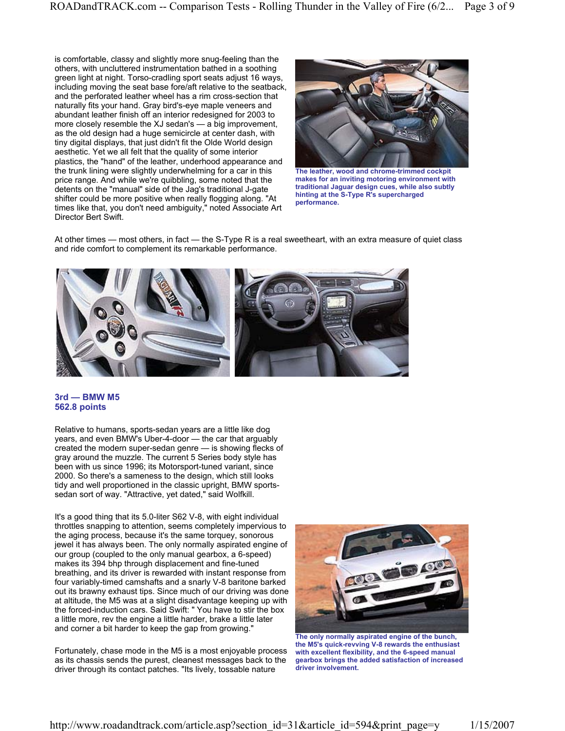is comfortable, classy and slightly more snug-feeling than the others, with uncluttered instrumentation bathed in a soothing green light at night. Torso-cradling sport seats adjust 16 ways, including moving the seat base fore/aft relative to the seatback, and the perforated leather wheel has a rim cross-section that naturally fits your hand. Gray bird's-eye maple veneers and abundant leather finish off an interior redesigned for 2003 to more closely resemble the XJ sedan's — a big improvement, as the old design had a huge semicircle at center dash, with tiny digital displays, that just didn't fit the Olde World design aesthetic. Yet we all felt that the quality of some interior plastics, the "hand" of the leather, underhood appearance and the trunk lining were slightly underwhelming for a car in this price range. And while we're quibbling, some noted that the detents on the "manual" side of the Jag's traditional J-gate shifter could be more positive when really flogging along. "At times like that, you don't need ambiguity," noted Associate Art Director Bert Swift.

**The leather, wood and chrome-trimmed cockpit makes for an inviting motoring environment with traditional Jaguar design cues, while also subtly hinting at the S-Type R's supercharged performance.**

At other times — most others, in fact — the S-Type R is a real sweetheart, with an extra measure of quiet class and ride comfort to complement its remarkable performance.

### 3rd — BMW M5
### 562.8 points

Relative to humans, sports-sedan years are a little like dog years, and even BMW's Uber-4-door — the car that arguably created the modern super-sedan genre — is showing flecks of gray around the muzzle. The current 5 Series body style has been with us since 1996; its Motorsport-tuned variant, since 2000. So there's a sameness to the design, which still looks tidy and well proportioned in the classic upright, BMW sports-sedan sort of way. "Attractive, yet dated," said Wolfkill.

It's a good thing that its 5.0-liter S62 V-8, with eight individual throttles snapping to attention, seems completely impervious to the aging process, because it's the same torquey, sonorous jewel it has always been. The only normally aspirated engine of our group (coupled to the only manual gearbox, a 6-speed) makes its 394 bhp through displacement and fine-tuned breathing, and its driver is rewarded with instant response from four variably-timed camshafts and a snarly V-8 baritone barked out its brawny exhaust tips. Since much of our driving was done at altitude, the M5 was at a slight disadvantage keeping up with the forced-induction cars. Said Swift: " You have to stir the box a little more, rev the engine a little harder, brake a little later and corner a bit harder to keep the gap from growing."

**The only normally aspirated engine of the bunch, the M5's quick-revving V-8 rewards the enthusiast with excellent flexibility, and the 6-speed manual gearbox brings the added satisfaction of increased driver involvement.**

Fortunately, chase mode in the M5 is a most enjoyable process as its chassis sends the purest, cleanest messages back to the driver through its contact patches. "Its lively, tossable nature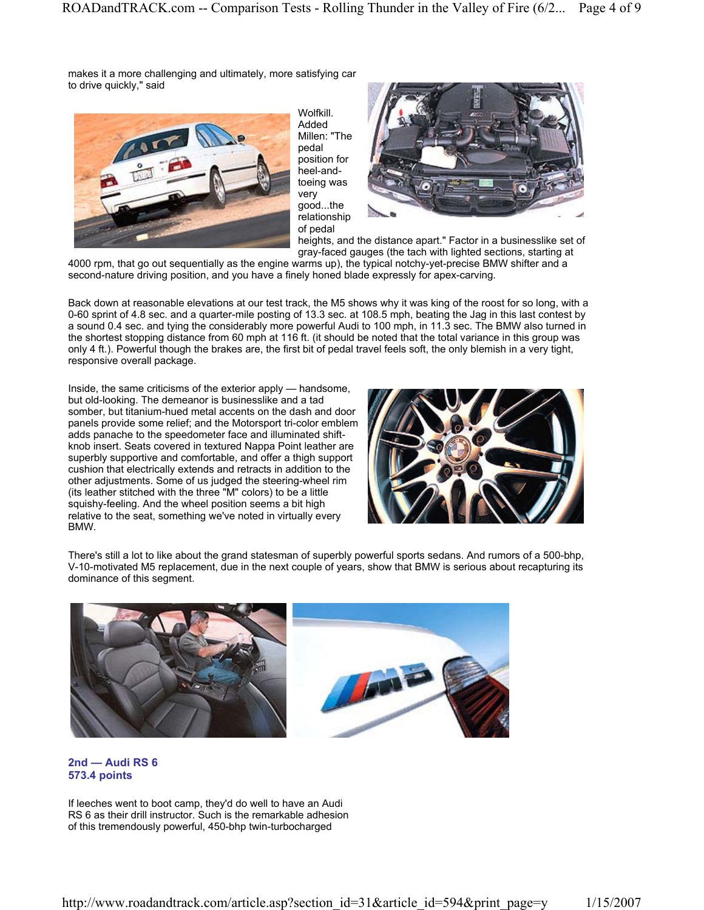makes it a more challenging and ultimately, more satisfying car to drive quickly," said Wolfkill. Added Millen: "The pedal position for heel-and-toeing was very good...the relationship of pedal heights, and the distance apart." Factor in a businesslike set of gray-faced gauges (the tach with lighted sections, starting at 4000 rpm, that go out sequentially as the engine warms up), the typical notchy-yet-precise BMW shifter and a second-nature driving position, and you have a finely honed blade expressly for apex-carving.

Back down at reasonable elevations at our test track, the M5 shows why it was king of the roost for so long, with a 0-60 sprint of 4.8 sec. and a quarter-mile posting of 13.3 sec. at 108.5 mph, beating the Jag in this last contest by a sound 0.4 sec. and tying the considerably more powerful Audi to 100 mph, in 11.3 sec. The BMW also turned in the shortest stopping distance from 60 mph at 116 ft. (it should be noted that the total variance in this group was only 4 ft.). Powerful though the brakes are, the first bit of pedal travel feels soft, the only blemish in a very tight, responsive overall package.

Inside, the same criticisms of the exterior apply — handsome, but old-looking. The demeanor is businesslike and a tad somber, but titanium-hued metal accents on the dash and door panels provide some relief; and the Motorsport tri-color emblem adds panache to the speedometer face and illuminated shift-knob insert. Seats covered in textured Nappa Point leather are superbly supportive and comfortable, and offer a thigh support cushion that electrically extends and retracts in addition to the other adjustments. Some of us judged the steering-wheel rim (its leather stitched with the three "M" colors) to be a little squishy-feeling. And the wheel position seems a bit high relative to the seat, something we've noted in virtually every BMW.

There's still a lot to like about the grand statesman of superbly powerful sports sedans. And rumors of a 500-bhp, V-10-motivated M5 replacement, due in the next couple of years, show that BMW is serious about recapturing its dominance of this segment.

**2nd — Audi RS 6**
**573.4 points**

If leeches went to boot camp, they'd do well to have an Audi RS 6 as their drill instructor. Such is the remarkable adhesion of this tremendously powerful, 450-bhp twin-turbocharged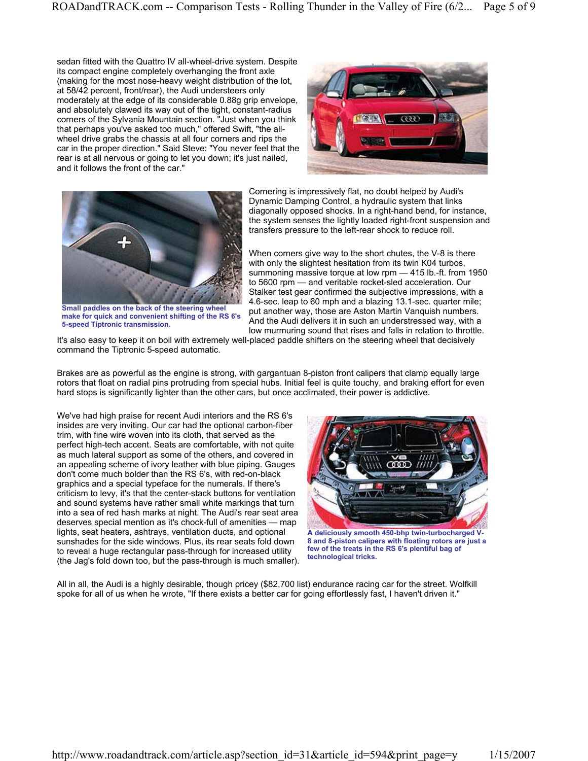sedan fitted with the Quattro IV all-wheel-drive system. Despite its compact engine completely overhanging the front axle (making for the most nose-heavy weight distribution of the lot, at 58/42 percent, front/rear), the Audi understeers only moderately at the edge of its considerable 0.88g grip envelope, and absolutely clawed its way out of the tight, constant-radius corners of the Sylvania Mountain section. "Just when you think that perhaps you've asked too much," offered Swift, "the all-wheel drive grabs the chassis at all four corners and rips the car in the proper direction." Said Steve: "You never feel that the rear is at all nervous or going to let you down; it's just nailed, and it follows the front of the car."

Small paddles on the back of the steering wheel make for quick and convenient shifting of the RS 6's 5-speed Tiptronic transmission.

Cornering is impressively flat, no doubt helped by Audi's Dynamic Damping Control, a hydraulic system that links diagonally opposed shocks. In a right-hand bend, for instance, the system senses the lightly loaded right-front suspension and transfers pressure to the left-rear shock to reduce roll.

When corners give way to the short chutes, the V-8 is there with only the slightest hesitation from its twin K04 turbos, summoning massive torque at low rpm — 415 lb.-ft. from 1950 to 5600 rpm — and veritable rocket-sled acceleration. Our Stalker test gear confirmed the subjective impressions, with a 4.6-sec. leap to 60 mph and a blazing 13.1-sec. quarter mile; put another way, those are Aston Martin Vanquish numbers. And the Audi delivers it in such an understressed way, with a low murmuring sound that rises and falls in relation to throttle. It's also easy to keep it on boil with extremely well-placed paddle shifters on the steering wheel that decisively command the Tiptronic 5-speed automatic.

Brakes are as powerful as the engine is strong, with gargantuan 8-piston front calipers that clamp equally large rotors that float on radial pins protruding from special hubs. Initial feel is quite touchy, and braking effort for even hard stops is significantly lighter than the other cars, but once acclimated, their power is addictive.

We've had high praise for recent Audi interiors and the RS 6's insides are very inviting. Our car had the optional carbon-fiber trim, with fine wire woven into its cloth, that served as the perfect high-tech accent. Seats are comfortable, with not quite as much lateral support as some of the others, and covered in an appealing scheme of ivory leather with blue piping. Gauges don't come much bolder than the RS 6's, with red-on-black graphics and a special typeface for the numerals. If there's criticism to levy, it's that the center-stack buttons for ventilation and sound systems have rather small white markings that turn into a sea of red hash marks at night. The Audi's rear seat area deserves special mention as it's chock-full of amenities — map lights, seat heaters, ashtrays, ventilation ducts, and optional sunshades for the side windows. Plus, its rear seats fold down to reveal a huge rectangular pass-through for increased utility (the Jag's fold down too, but the pass-through is much smaller).

A deliciously smooth 450-bhp twin-turbocharged V-8 and 8-piston calipers with floating rotors are just a few of the treats in the RS 6's plentiful bag of technological tricks.

All in all, the Audi is a highly desirable, though pricey ($82,700 list) endurance racing car for the street. Wolfkill spoke for all of us when he wrote, "If there exists a better car for going effortlessly fast, I haven't driven it."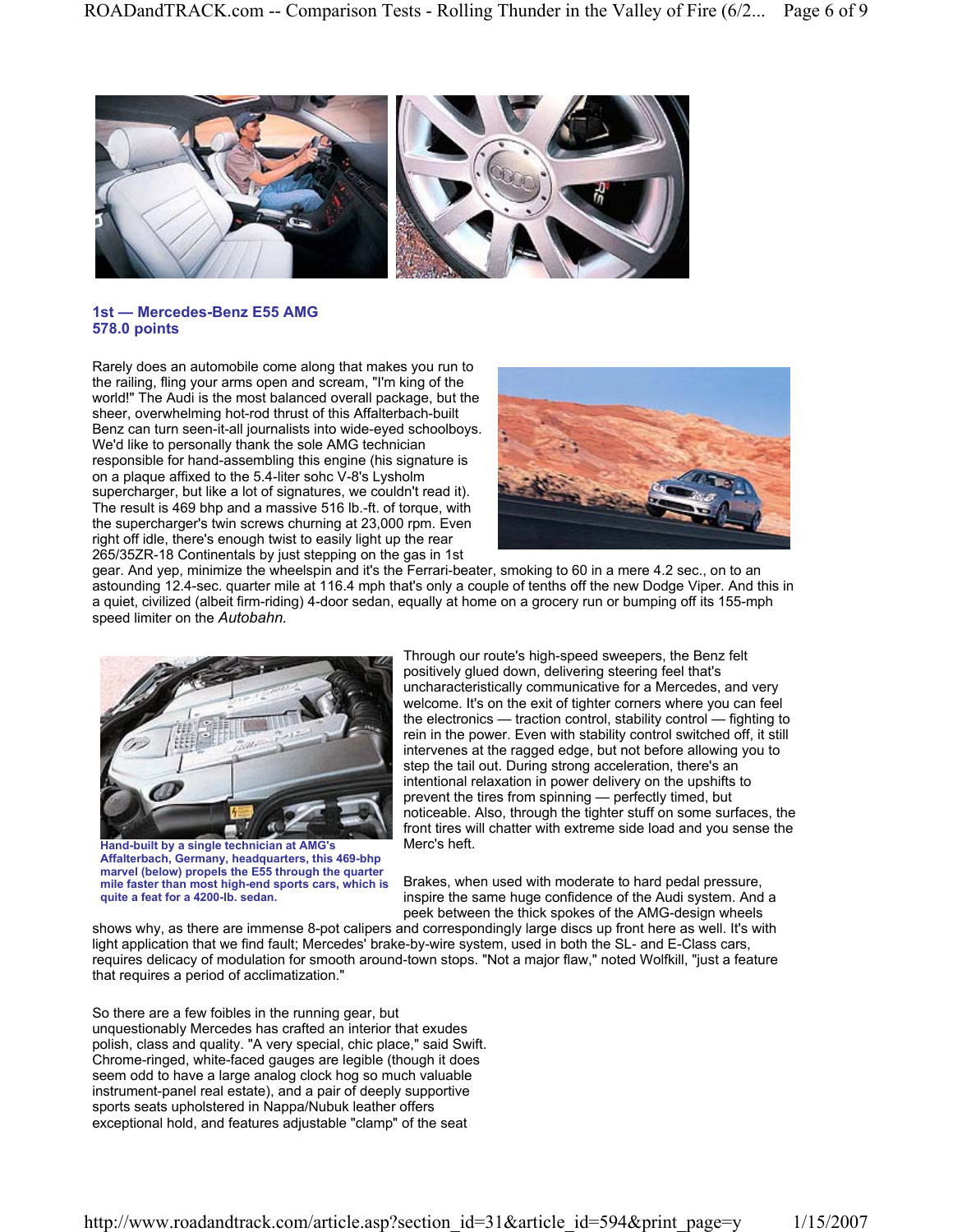**1st — Mercedes-Benz E55 AMG**
**578.0 points**

Rarely does an automobile come along that makes you run to the railing, fling your arms open and scream, "I'm king of the world!" The Audi is the most balanced overall package, but the sheer, overwhelming hot-rod thrust of this Affalterbach-built Benz can turn seen-it-all journalists into wide-eyed schoolboys. We'd like to personally thank the sole AMG technician responsible for hand-assembling this engine (his signature is on a plaque affixed to the 5.4-liter sohc V-8's Lysholm supercharger, but like a lot of signatures, we couldn't read it). The result is 469 bhp and a massive 516 lb.-ft. of torque, with the supercharger's twin screws churning at 23,000 rpm. Even right off idle, there's enough twist to easily light up the rear 265/35ZR-18 Continentals by just stepping on the gas in 1st gear. And yep, minimize the wheelspin and it's the Ferrari-beater, smoking to 60 in a mere 4.2 sec., on to an astounding 12.4-sec. quarter mile at 116.4 mph that's only a couple of tenths off the new Dodge Viper. And this in a quiet, civilized (albeit firm-riding) 4-door sedan, equally at home on a grocery run or bumping off its 155-mph speed limiter on the *Autobahn*.

**Hand-built by a single technician at AMG's Affalterbach, Germany, headquarters, this 469-bhp marvel (below) propels the E55 through the quarter mile faster than most high-end sports cars, which is quite a feat for a 4200-lb. sedan.**

Through our route's high-speed sweepers, the Benz felt positively glued down, delivering steering feel that's uncharacteristically communicative for a Mercedes, and very welcome. It's on the exit of tighter corners where you can feel the electronics — traction control, stability control — fighting to rein in the power. Even with stability control switched off, it still intervenes at the ragged edge, but not before allowing you to step the tail out. During strong acceleration, there's an intentional relaxation in power delivery on the upshifts to prevent the tires from spinning — perfectly timed, but noticeable. Also, through the tighter stuff on some surfaces, the front tires will chatter with extreme side load and you sense the Merc's heft.

Brakes, when used with moderate to hard pedal pressure, inspire the same huge confidence of the Audi system. And a peek between the thick spokes of the AMG-design wheels shows why, as there are immense 8-pot calipers and correspondingly large discs up front here as well. It's with light application that we find fault; Mercedes' brake-by-wire system, used in both the SL- and E-Class cars, requires delicacy of modulation for smooth around-town stops. "Not a major flaw," noted Wolfkill, "just a feature that requires a period of acclimatization."

So there are a few foibles in the running gear, but unquestionably Mercedes has crafted an interior that exudes polish, class and quality. "A very special, chic place," said Swift. Chrome-ringed, white-faced gauges are legible (though it does seem odd to have a large analog clock hog so much valuable instrument-panel real estate), and a pair of deeply supportive sports seats upholstered in Nappa/Nubuk leather offers exceptional hold, and features adjustable "clamp" of the seat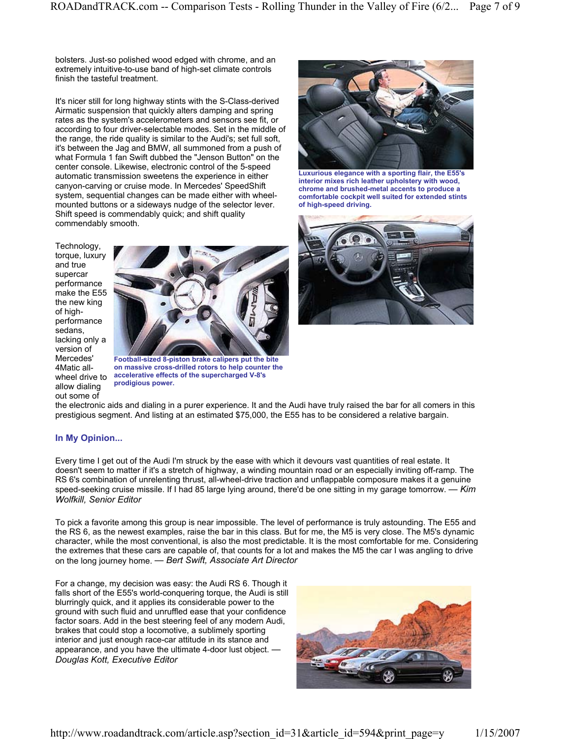bolsters. Just-so polished wood edged with chrome, and an extremely intuitive-to-use band of high-set climate controls finish the tasteful treatment.

It's nicer still for long highway stints with the S-Class-derived Airmatic suspension that quickly alters damping and spring rates as the system's accelerometers and sensors see fit, or according to four driver-selectable modes. Set in the middle of the range, the ride quality is similar to the Audi's; set full soft, it's between the Jag and BMW, all summoned from a push of what Formula 1 fan Swift dubbed the "Jenson Button" on the center console. Likewise, electronic control of the 5-speed automatic transmission sweetens the experience in either canyon-carving or cruise mode. In Mercedes' SpeedShift system, sequential changes can be made either with wheel-mounted buttons or a sideways nudge of the selector lever. Shift speed is commendably quick; and shift quality commendably smooth.

**Luxurious elegance with a sporting flair, the E55's interior mixes rich leather upholstery with wood, chrome and brushed-metal accents to produce a comfortable cockpit well suited for extended stints of high-speed driving.**

Technology, torque, luxury and true supercar performance make the E55 the new king of high-performance sedans, lacking only a version of Mercedes' 4Matic all-wheel drive to allow dialing out some of the electronic aids and dialing in a purer experience. It and the Audi have truly raised the bar for all comers in this prestigious segment. And listing at an estimated $75,000, the E55 has to be considered a relative bargain.

**Football-sized 8-piston brake calipers put the bite on massive cross-drilled rotors to help counter the accelerative effects of the supercharged V-8's prodigious power.**

### In My Opinion...

Every time I get out of the Audi I'm struck by the ease with which it devours vast quantities of real estate. It doesn't seem to matter if it's a stretch of highway, a winding mountain road or an especially inviting off-ramp. The RS 6's combination of unrelenting thrust, all-wheel-drive traction and unflappable composure makes it a genuine speed-seeking cruise missile. If I had 85 large lying around, there'd be one sitting in my garage tomorrow. — *Kim Wolfkill, Senior Editor*

To pick a favorite among this group is near impossible. The level of performance is truly astounding. The E55 and the RS 6, as the newest examples, raise the bar in this class. But for me, the M5 is very close. The M5's dynamic character, while the most connected, is also the most predictable. It is the most comfortable for me. Considering the extremes that these cars are capable of, that counts for a lot and makes the M5 the car I was angling to drive on the long journey home. — *Bert Swift, Associate Art Director*

For a change, my decision was easy: the Audi RS 6. Though it falls short of the E55's world-conquering torque, the Audi is still blurringly quick, and it applies its considerable power to the ground with such fluid and unruffled ease that your confidence factor soars. Add in the best steering feel of any modern Audi, brakes that could stop a locomotive, a sublimely sporting interior and just enough race-car attitude in its stance and appearance, and you have the ultimate 4-door lust object. — *Douglas Kott, Executive Editor*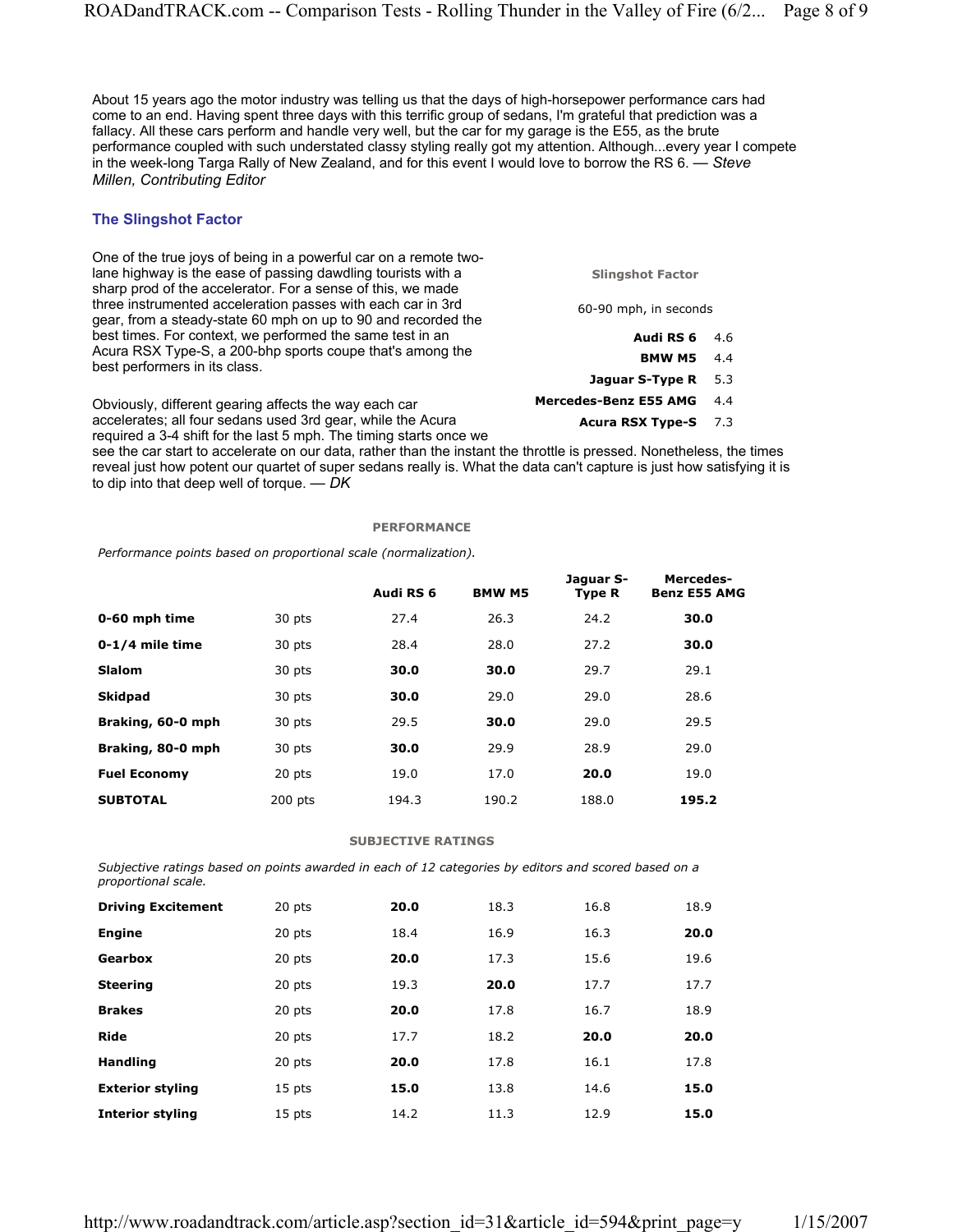About 15 years ago the motor industry was telling us that the days of high-horsepower performance cars had come to an end. Having spent three days with this terrific group of sedans, I'm grateful that prediction was a fallacy. All these cars perform and handle very well, but the car for my garage is the E55, as the brute performance coupled with such understated classy styling really got my attention. Although...every year I compete in the week-long Targa Rally of New Zealand, and for this event I would love to borrow the RS 6. — *Steve Millen, Contributing Editor*

### The Slingshot Factor

One of the true joys of being in a powerful car on a remote two-lane highway is the ease of passing dawdling tourists with a sharp prod of the accelerator. For a sense of this, we made three instrumented acceleration passes with each car in 3rd gear, from a steady-state 60 mph on up to 90 and recorded the best times. For context, we performed the same test in an Acura RSX Type-S, a 200-bhp sports coupe that's among the best performers in its class.

**Slingshot Factor**

60-90 mph, in seconds

| | |
|---|---|
| **Audi RS 6** | 4.6 |
| **BMW M5** | 4.4 |
| **Jaguar S-Type R** | 5.3 |
| **Mercedes-Benz E55 AMG** | 4.4 |
| **Acura RSX Type-S** | 7.3 |

Obviously, different gearing affects the way each car accelerates; all four sedans used 3rd gear, while the Acura required a 3-4 shift for the last 5 mph. The timing starts once we see the car start to accelerate on our data, rather than the instant the throttle is pressed. Nonetheless, the times reveal just how potent our quartet of super sedans really is. What the data can't capture is just how satisfying it is to dip into that deep well of torque. — *DK*

**PERFORMANCE**

*Performance points based on proportional scale (normalization).*

| | | Audi RS 6 | BMW M5 | Jaguar S-Type R | Mercedes-Benz E55 AMG |
|---|---|---|---|---|---|
| **0-60 mph time** | 30 pts | 27.4 | 26.3 | 24.2 | **30.0** |
| **0-1/4 mile time** | 30 pts | 28.4 | 28.0 | 27.2 | **30.0** |
| **Slalom** | 30 pts | **30.0** | **30.0** | 29.7 | 29.1 |
| **Skidpad** | 30 pts | **30.0** | 29.0 | 29.0 | 28.6 |
| **Braking, 60-0 mph** | 30 pts | 29.5 | **30.0** | 29.0 | 29.5 |
| **Braking, 80-0 mph** | 30 pts | **30.0** | 29.9 | 28.9 | 29.0 |
| **Fuel Economy** | 20 pts | 19.0 | 17.0 | **20.0** | 19.0 |
| **SUBTOTAL** | 200 pts | 194.3 | 190.2 | 188.0 | **195.2** |

**SUBJECTIVE RATINGS**

*Subjective ratings based on points awarded in each of 12 categories by editors and scored based on a proportional scale.*

| | | Audi RS 6 | BMW M5 | Jaguar S-Type R | Mercedes-Benz E55 AMG |
|---|---|---|---|---|---|
| **Driving Excitement** | 20 pts | **20.0** | 18.3 | 16.8 | 18.9 |
| **Engine** | 20 pts | 18.4 | 16.9 | 16.3 | **20.0** |
| **Gearbox** | 20 pts | **20.0** | 17.3 | 15.6 | 19.6 |
| **Steering** | 20 pts | 19.3 | **20.0** | 17.7 | 17.7 |
| **Brakes** | 20 pts | **20.0** | 17.8 | 16.7 | 18.9 |
| **Ride** | 20 pts | 17.7 | 18.2 | **20.0** | **20.0** |
| **Handling** | 20 pts | **20.0** | 17.8 | 16.1 | 17.8 |
| **Exterior styling** | 15 pts | **15.0** | 13.8 | 14.6 | **15.0** |
| **Interior styling** | 15 pts | 14.2 | 11.3 | 12.9 | **15.0** |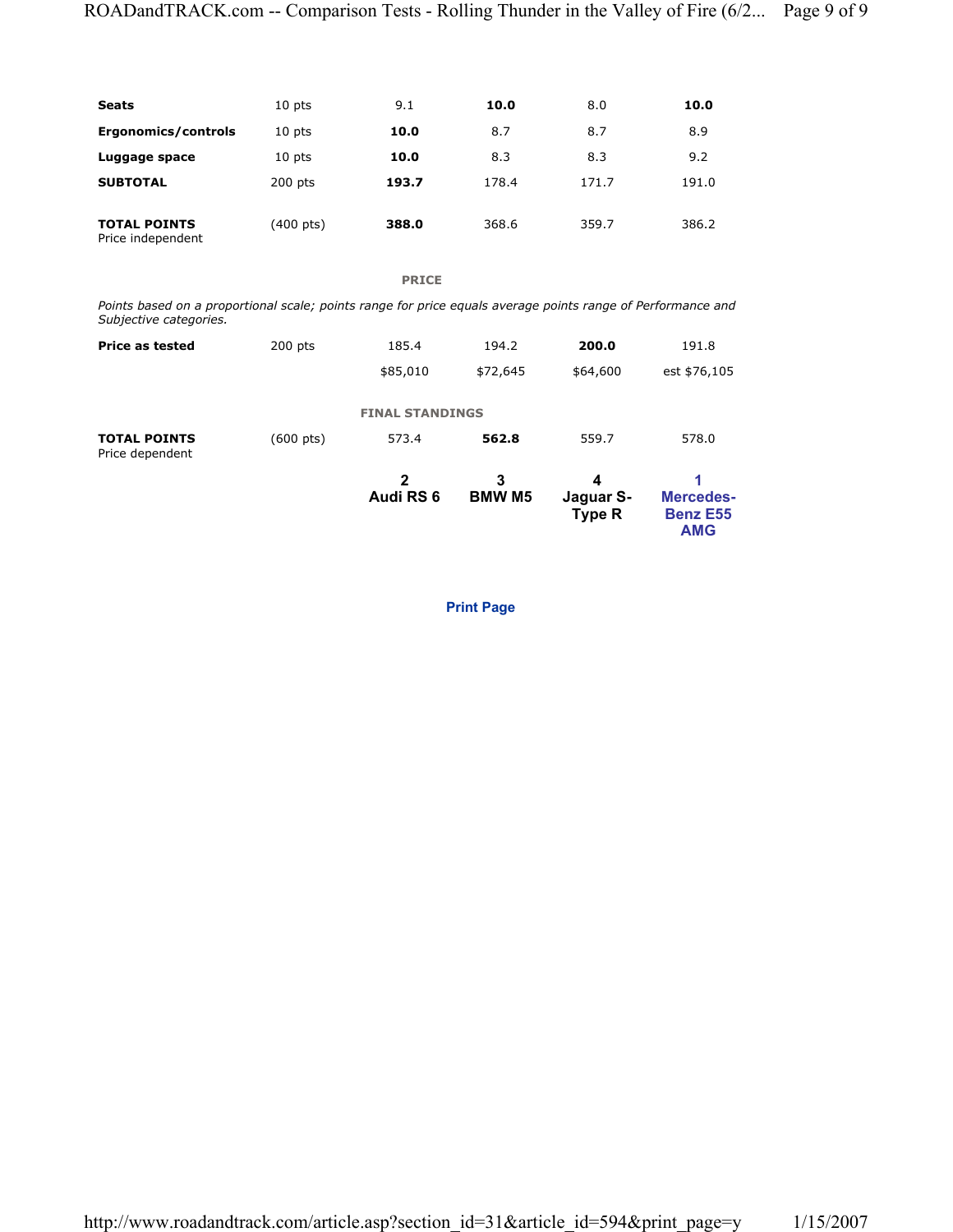| | | | | | |
|---|---|---|---|---|---|
| **Seats** | 10 pts | 9.1 | **10.0** | 8.0 | **10.0** |
| **Ergonomics/controls** | 10 pts | **10.0** | 8.7 | 8.7 | 8.9 |
| **Luggage space** | 10 pts | **10.0** | 8.3 | 8.3 | 9.2 |
| **SUBTOTAL** | 200 pts | **193.7** | 178.4 | 171.7 | 191.0 |
| **TOTAL POINTS** Price independent | (400 pts) | **388.0** | 368.6 | 359.7 | 386.2 |

**PRICE**

*Points based on a proportional scale; points range for price equals average points range of Performance and Subjective categories.*

| | | | | | |
|---|---|---|---|---|---|
| **Price as tested** | 200 pts | 185.4 | 194.2 | **200.0** | 191.8 |
| | | $85,010 | $72,645 | $64,600 | est $76,105 |

**FINAL STANDINGS**

| | | | | | |
|---|---|---|---|---|---|
| **TOTAL POINTS** Price dependent | (600 pts) | 573.4 | **562.8** | 559.7 | 578.0 |
| | | **2 Audi RS 6** | **3 BMW M5** | **4 Jaguar S-Type R** | **1 Mercedes-Benz E55 AMG** |

**Print Page**